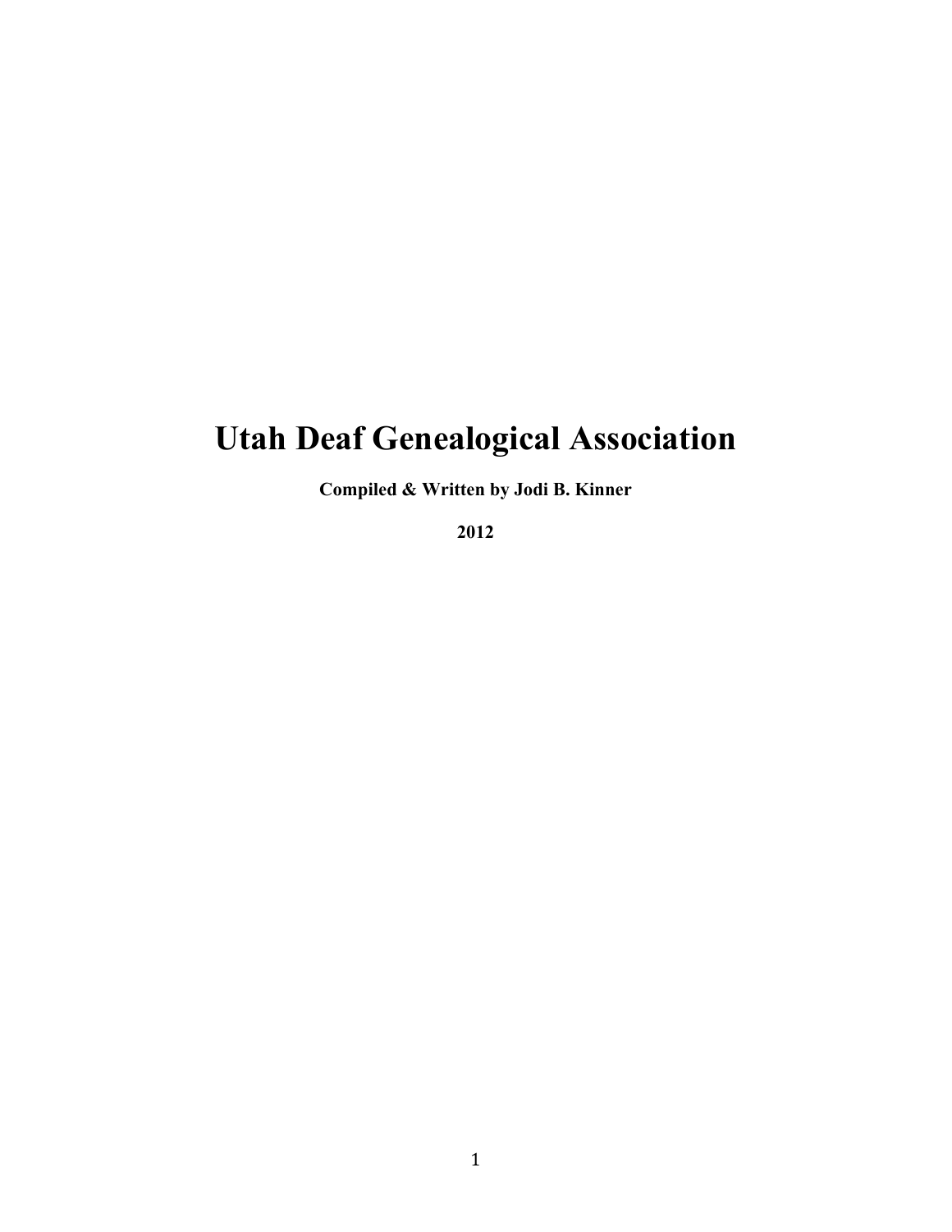# Utah Deaf Genealogical Association

**Compiled & Written by Jodi B. Kinner**

**2012**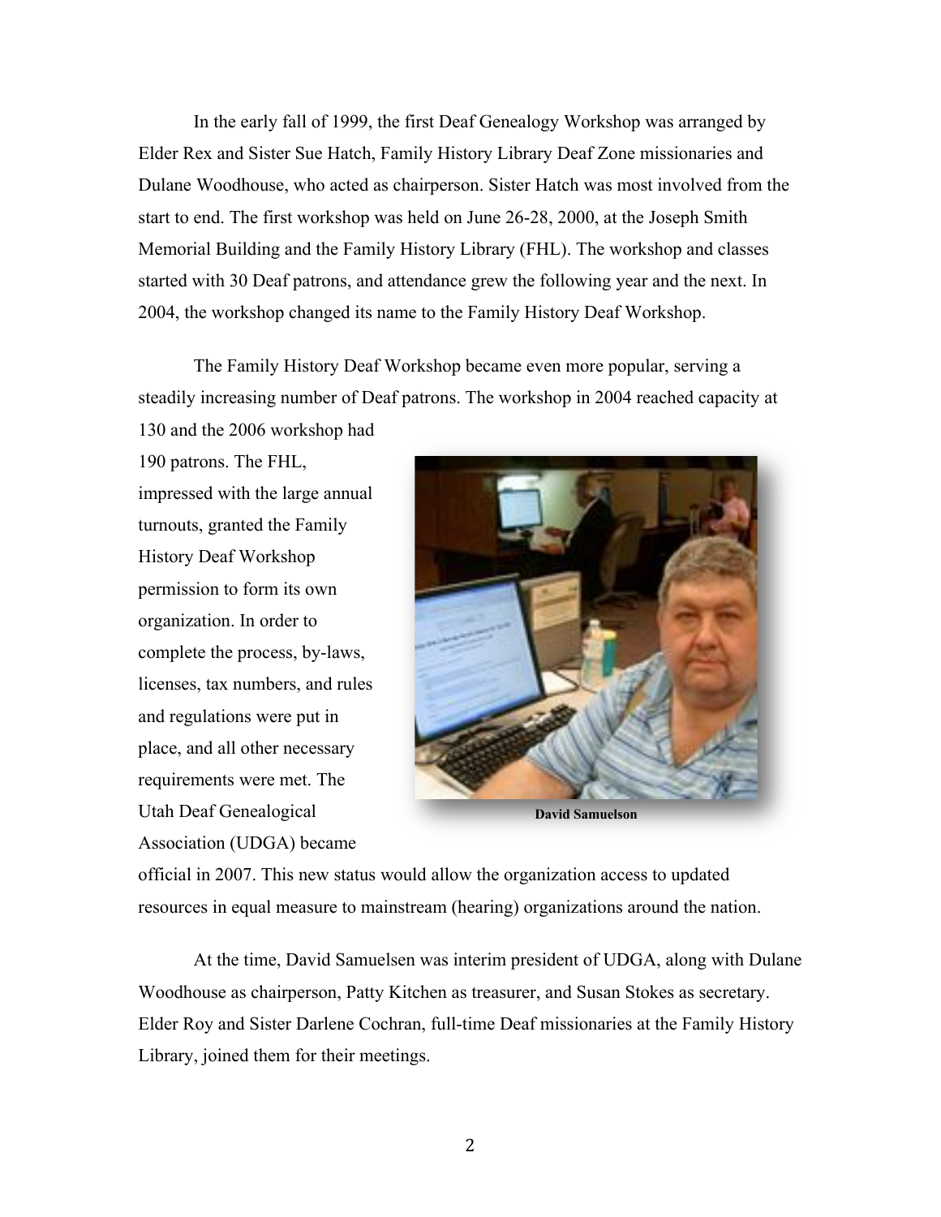In the early fall of 1999, the first Deaf Genealogy Workshop was arranged by Elder Rex and Sister Sue Hatch, Family History Library Deaf Zone missionaries and Dulane Woodhouse, who acted as chairperson. Sister Hatch was most involved from the start to end. The first workshop was held on June 26-28, 2000, at the Joseph Smith Memorial Building and the Family History Library (FHL). The workshop and classes started with 30 Deaf patrons, and attendance grew the following year and the next. In 2004, the workshop changed its name to the Family History Deaf Workshop.

The Family History Deaf Workshop became even more popular, serving a steadily increasing number of Deaf patrons. The workshop in 2004 reached capacity at 130 and the 2006 workshop had 190 patrons. The FHL, impressed with the large annual turnouts, granted the Family History Deaf Workshop permission to form its own organization. In order to complete the process, by-laws, licenses, tax numbers, and rules and regulations were put in place, and all other necessary requirements were met. The Utah Deaf Genealogical Association (UDGA) became official in 2007. This new status would allow the organization access to updated resources in equal measure to mainstream (hearing) organizations around the nation.

**David Samuelson**

At the time, David Samuelsen was interim president of UDGA, along with Dulane Woodhouse as chairperson, Patty Kitchen as treasurer, and Susan Stokes as secretary. Elder Roy and Sister Darlene Cochran, full-time Deaf missionaries at the Family History Library, joined them for their meetings.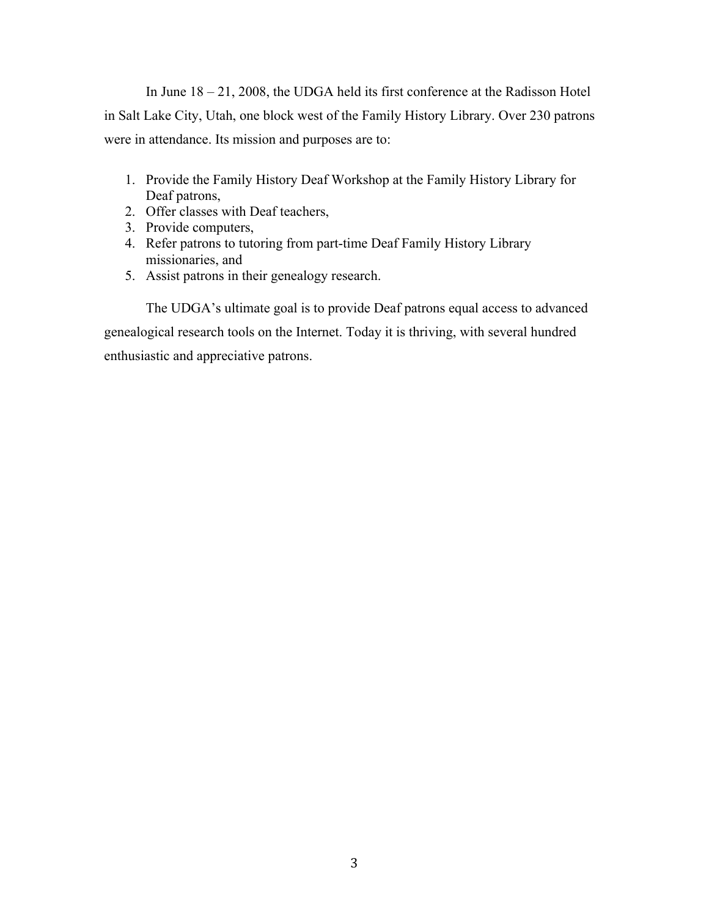In June 18 – 21, 2008, the UDGA held its first conference at the Radisson Hotel in Salt Lake City, Utah, one block west of the Family History Library. Over 230 patrons were in attendance. Its mission and purposes are to:

1. Provide the Family History Deaf Workshop at the Family History Library for Deaf patrons,
2. Offer classes with Deaf teachers,
3. Provide computers,
4. Refer patrons to tutoring from part-time Deaf Family History Library missionaries, and
5. Assist patrons in their genealogy research.

The UDGA's ultimate goal is to provide Deaf patrons equal access to advanced genealogical research tools on the Internet. Today it is thriving, with several hundred enthusiastic and appreciative patrons.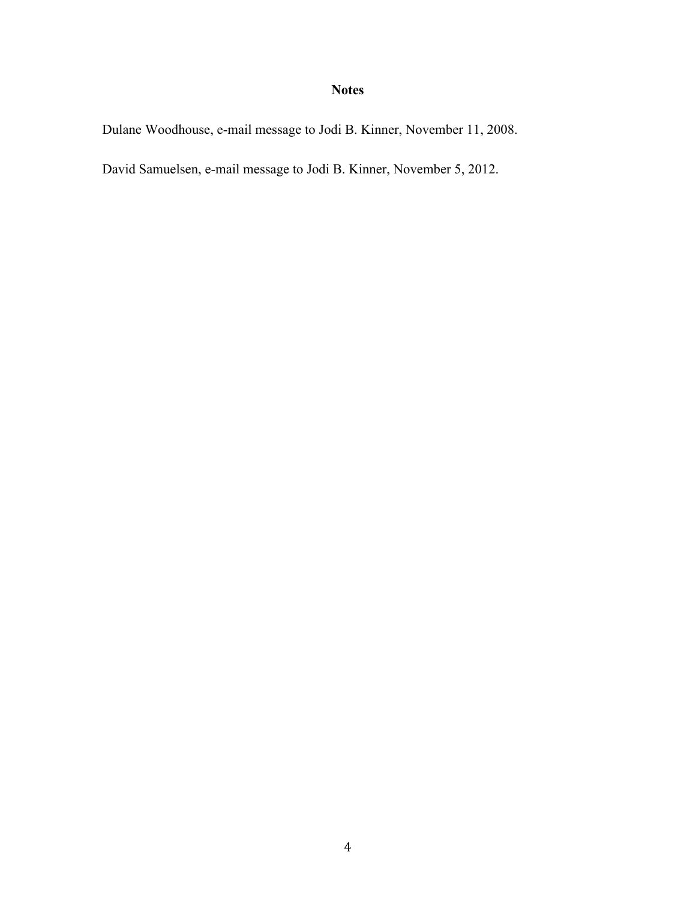## Notes

Dulane Woodhouse, e-mail message to Jodi B. Kinner, November 11, 2008.

David Samuelsen, e-mail message to Jodi B. Kinner, November 5, 2012.